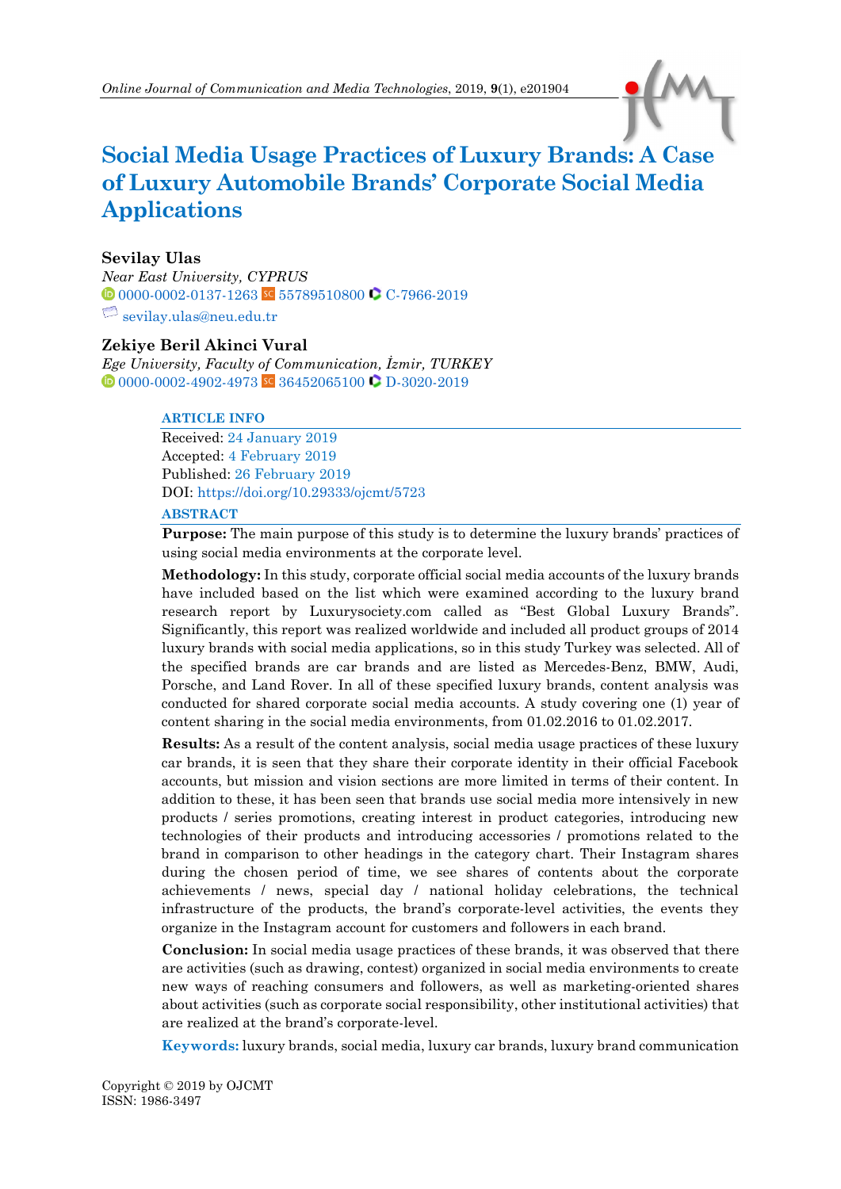# Social Media Usage Practices of Luxury Brands: A Case of Luxury Automobile Brands' Corporate Social Media Applications

**Sevilay Ulas**
*Near East University, CYPRUS*
0000-0002-0137-1263 55789510800 C-7966-2019
sevilay.ulas@neu.edu.tr

**Zekiye Beril Akinci Vural**
*Ege University, Faculty of Communication, İzmir, TURKEY*
0000-0002-4902-4973 36452065100 D-3020-2019

**ARTICLE INFO**

Received: 24 January 2019
Accepted: 4 February 2019
Published: 26 February 2019
DOI: https://doi.org/10.29333/ojcmt/5723

**ABSTRACT**

**Purpose:** The main purpose of this study is to determine the luxury brands' practices of using social media environments at the corporate level.

**Methodology:** In this study, corporate official social media accounts of the luxury brands have included based on the list which were examined according to the luxury brand research report by Luxurysociety.com called as "Best Global Luxury Brands". Significantly, this report was realized worldwide and included all product groups of 2014 luxury brands with social media applications, so in this study Turkey was selected. All of the specified brands are car brands and are listed as Mercedes-Benz, BMW, Audi, Porsche, and Land Rover. In all of these specified luxury brands, content analysis was conducted for shared corporate social media accounts. A study covering one (1) year of content sharing in the social media environments, from 01.02.2016 to 01.02.2017.

**Results:** As a result of the content analysis, social media usage practices of these luxury car brands, it is seen that they share their corporate identity in their official Facebook accounts, but mission and vision sections are more limited in terms of their content. In addition to these, it has been seen that brands use social media more intensively in new products / series promotions, creating interest in product categories, introducing new technologies of their products and introducing accessories / promotions related to the brand in comparison to other headings in the category chart. Their Instagram shares during the chosen period of time, we see shares of contents about the corporate achievements / news, special day / national holiday celebrations, the technical infrastructure of the products, the brand's corporate-level activities, the events they organize in the Instagram account for customers and followers in each brand.

**Conclusion:** In social media usage practices of these brands, it was observed that there are activities (such as drawing, contest) organized in social media environments to create new ways of reaching consumers and followers, as well as marketing-oriented shares about activities (such as corporate social responsibility, other institutional activities) that are realized at the brand's corporate-level.

**Keywords:** luxury brands, social media, luxury car brands, luxury brand communication

Copyright © 2019 by OJCMT
ISSN: 1986-3497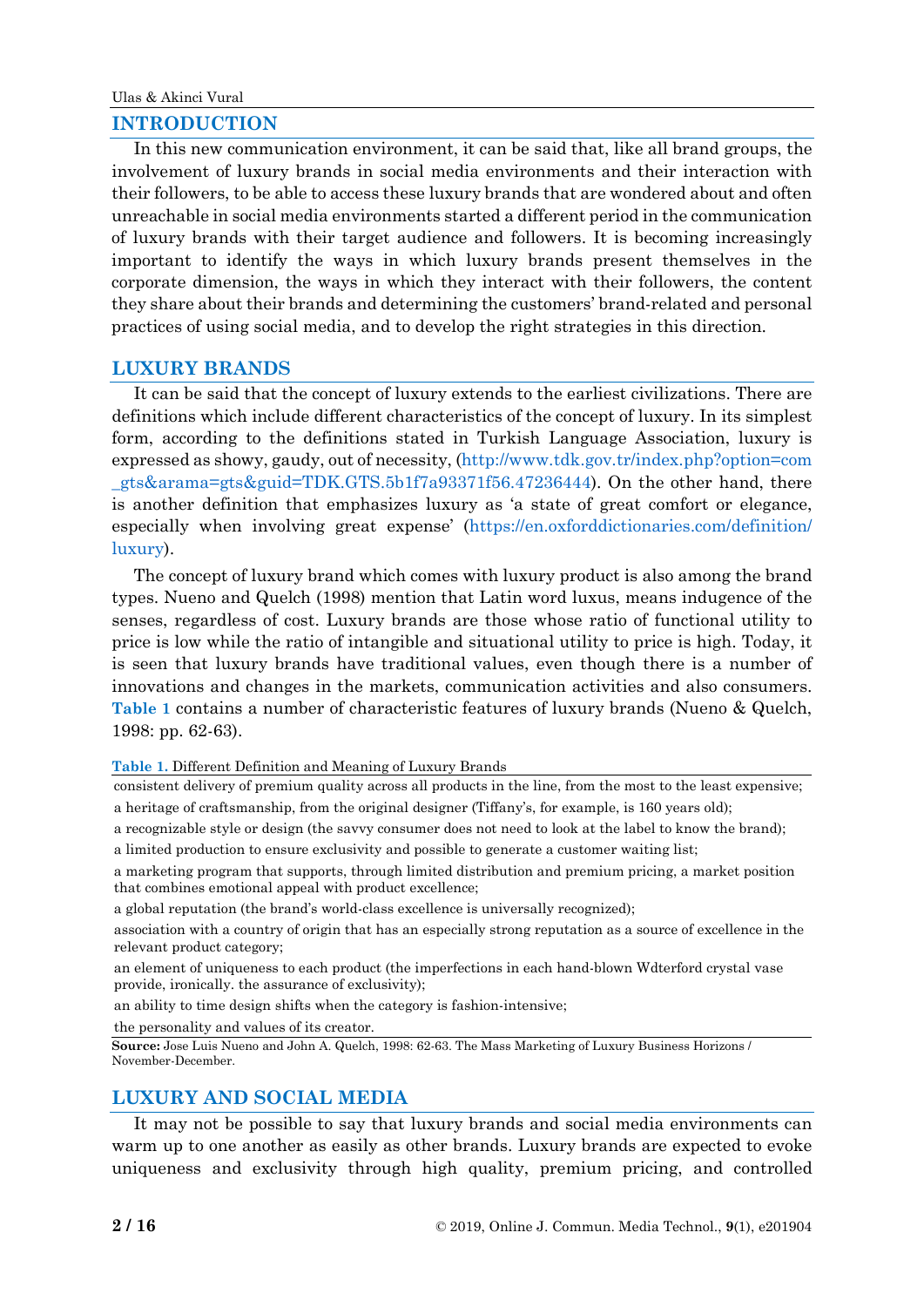## INTRODUCTION

In this new communication environment, it can be said that, like all brand groups, the involvement of luxury brands in social media environments and their interaction with their followers, to be able to access these luxury brands that are wondered about and often unreachable in social media environments started a different period in the communication of luxury brands with their target audience and followers. It is becoming increasingly important to identify the ways in which luxury brands present themselves in the corporate dimension, the ways in which they interact with their followers, the content they share about their brands and determining the customers' brand-related and personal practices of using social media, and to develop the right strategies in this direction.

## LUXURY BRANDS

It can be said that the concept of luxury extends to the earliest civilizations. There are definitions which include different characteristics of the concept of luxury. In its simplest form, according to the definitions stated in Turkish Language Association, luxury is expressed as showy, gaudy, out of necessity, (http://www.tdk.gov.tr/index.php?option=com_gts&arama=gts&guid=TDK.GTS.5b1f7a93371f56.47236444). On the other hand, there is another definition that emphasizes luxury as 'a state of great comfort or elegance, especially when involving great expense' (https://en.oxforddictionaries.com/definition/luxury).

The concept of luxury brand which comes with luxury product is also among the brand types. Nueno and Quelch (1998) mention that Latin word luxus, means indugence of the senses, regardless of cost. Luxury brands are those whose ratio of functional utility to price is low while the ratio of intangible and situational utility to price is high. Today, it is seen that luxury brands have traditional values, even though there is a number of innovations and changes in the markets, communication activities and also consumers. **Table 1** contains a number of characteristic features of luxury brands (Nueno & Quelch, 1998: pp. 62-63).

**Table 1.** Different Definition and Meaning of Luxury Brands

| |
|---|
| consistent delivery of premium quality across all products in the line, from the most to the least expensive; |
| a heritage of craftsmanship, from the original designer (Tiffany's, for example, is 160 years old); |
| a recognizable style or design (the savvy consumer does not need to look at the label to know the brand); |
| a limited production to ensure exclusivity and possible to generate a customer waiting list; |
| a marketing program that supports, through limited distribution and premium pricing, a market position that combines emotional appeal with product excellence; |
| a global reputation (the brand's world-class excellence is universally recognized); |
| association with a country of origin that has an especially strong reputation as a source of excellence in the relevant product category; |
| an element of uniqueness to each product (the imperfections in each hand-blown Wdterford crystal vase provide, ironically. the assurance of exclusivity); |
| an ability to time design shifts when the category is fashion-intensive; |
| the personality and values of its creator. |

**Source:** Jose Luis Nueno and John A. Quelch, 1998: 62-63. The Mass Marketing of Luxury Business Horizons / November-December.

## LUXURY AND SOCIAL MEDIA

It may not be possible to say that luxury brands and social media environments can warm up to one another as easily as other brands. Luxury brands are expected to evoke uniqueness and exclusivity through high quality, premium pricing, and controlled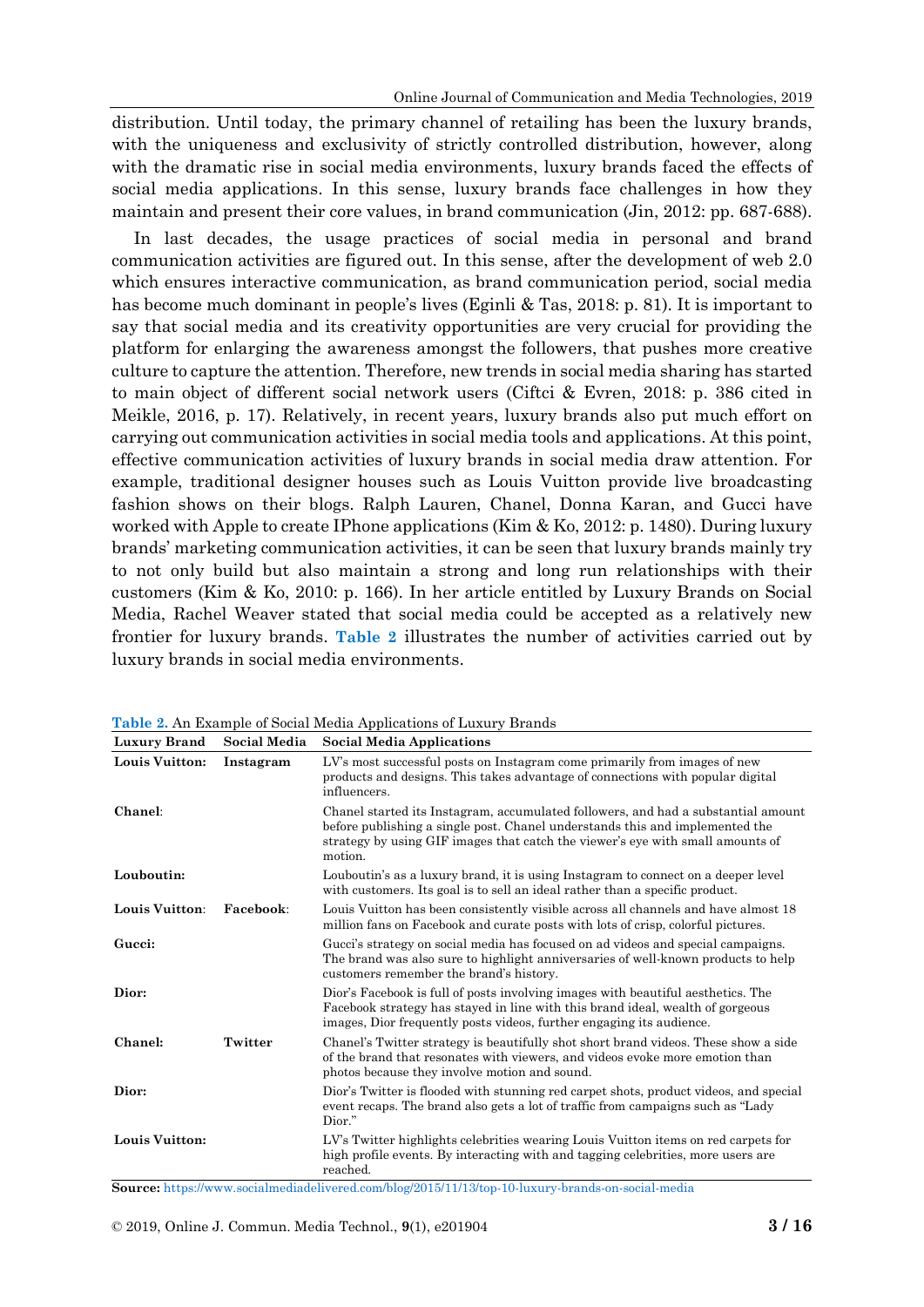distribution. Until today, the primary channel of retailing has been the luxury brands, with the uniqueness and exclusivity of strictly controlled distribution, however, along with the dramatic rise in social media environments, luxury brands faced the effects of social media applications. In this sense, luxury brands face challenges in how they maintain and present their core values, in brand communication (Jin, 2012: pp. 687-688).

In last decades, the usage practices of social media in personal and brand communication activities are figured out. In this sense, after the development of web 2.0 which ensures interactive communication, as brand communication period, social media has become much dominant in people's lives (Eginli & Tas, 2018: p. 81). It is important to say that social media and its creativity opportunities are very crucial for providing the platform for enlarging the awareness amongst the followers, that pushes more creative culture to capture the attention. Therefore, new trends in social media sharing has started to main object of different social network users (Ciftci & Evren, 2018: p. 386 cited in Meikle, 2016, p. 17). Relatively, in recent years, luxury brands also put much effort on carrying out communication activities in social media tools and applications. At this point, effective communication activities of luxury brands in social media draw attention. For example, traditional designer houses such as Louis Vuitton provide live broadcasting fashion shows on their blogs. Ralph Lauren, Chanel, Donna Karan, and Gucci have worked with Apple to create IPhone applications (Kim & Ko, 2012: p. 1480). During luxury brands' marketing communication activities, it can be seen that luxury brands mainly try to not only build but also maintain a strong and long run relationships with their customers (Kim & Ko, 2010: p. 166). In her article entitled by Luxury Brands on Social Media, Rachel Weaver stated that social media could be accepted as a relatively new frontier for luxury brands. **Table 2** illustrates the number of activities carried out by luxury brands in social media environments.

**Table 2.** An Example of Social Media Applications of Luxury Brands

| Luxury Brand | Social Media | Social Media Applications |
|---|---|---|
| **Louis Vuitton:** | **Instagram** | LV's most successful posts on Instagram come primarily from images of new products and designs. This takes advantage of connections with popular digital influencers. |
| **Chanel**: | | Chanel started its Instagram, accumulated followers, and had a substantial amount before publishing a single post. Chanel understands this and implemented the strategy by using GIF images that catch the viewer's eye with small amounts of motion. |
| **Louboutin:** | | Louboutin's as a luxury brand, it is using Instagram to connect on a deeper level with customers. Its goal is to sell an ideal rather than a specific product. |
| **Louis Vuitton**: | **Facebook**: | Louis Vuitton has been consistently visible across all channels and have almost 18 million fans on Facebook and curate posts with lots of crisp, colorful pictures. |
| **Gucci:** | | Gucci's strategy on social media has focused on ad videos and special campaigns. The brand was also sure to highlight anniversaries of well-known products to help customers remember the brand's history. |
| **Dior:** | | Dior's Facebook is full of posts involving images with beautiful aesthetics. The Facebook strategy has stayed in line with this brand ideal, wealth of gorgeous images, Dior frequently posts videos, further engaging its audience. |
| **Chanel:** | **Twitter** | Chanel's Twitter strategy is beautifully shot short brand videos. These show a side of the brand that resonates with viewers, and videos evoke more emotion than photos because they involve motion and sound. |
| **Dior:** | | Dior's Twitter is flooded with stunning red carpet shots, product videos, and special event recaps. The brand also gets a lot of traffic from campaigns such as "Lady Dior." |
| **Louis Vuitton:** | | LV's Twitter highlights celebrities wearing Louis Vuitton items on red carpets for high profile events. By interacting with and tagging celebrities, more users are reached. |

**Source:** https://www.socialmediadelivered.com/blog/2015/11/13/top-10-luxury-brands-on-social-media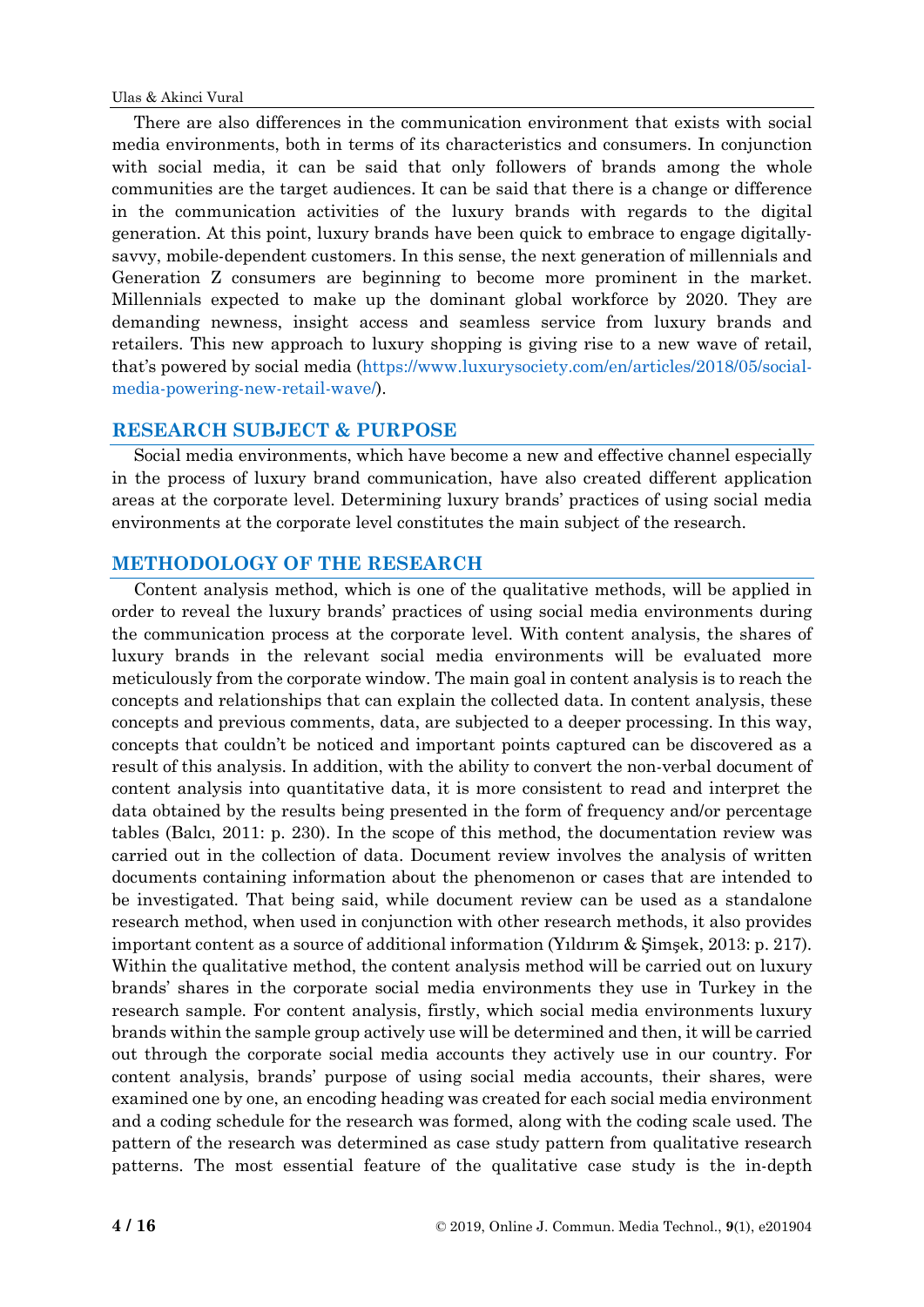There are also differences in the communication environment that exists with social media environments, both in terms of its characteristics and consumers. In conjunction with social media, it can be said that only followers of brands among the whole communities are the target audiences. It can be said that there is a change or difference in the communication activities of the luxury brands with regards to the digital generation. At this point, luxury brands have been quick to embrace to engage digitally-savvy, mobile-dependent customers. In this sense, the next generation of millennials and Generation Z consumers are beginning to become more prominent in the market. Millennials expected to make up the dominant global workforce by 2020. They are demanding newness, insight access and seamless service from luxury brands and retailers. This new approach to luxury shopping is giving rise to a new wave of retail, that's powered by social media (https://www.luxurysociety.com/en/articles/2018/05/social-media-powering-new-retail-wave/).

## RESEARCH SUBJECT & PURPOSE

Social media environments, which have become a new and effective channel especially in the process of luxury brand communication, have also created different application areas at the corporate level. Determining luxury brands' practices of using social media environments at the corporate level constitutes the main subject of the research.

## METHODOLOGY OF THE RESEARCH

Content analysis method, which is one of the qualitative methods, will be applied in order to reveal the luxury brands' practices of using social media environments during the communication process at the corporate level. With content analysis, the shares of luxury brands in the relevant social media environments will be evaluated more meticulously from the corporate window. The main goal in content analysis is to reach the concepts and relationships that can explain the collected data. In content analysis, these concepts and previous comments, data, are subjected to a deeper processing. In this way, concepts that couldn't be noticed and important points captured can be discovered as a result of this analysis. In addition, with the ability to convert the non-verbal document of content analysis into quantitative data, it is more consistent to read and interpret the data obtained by the results being presented in the form of frequency and/or percentage tables (Balcı, 2011: p. 230). In the scope of this method, the documentation review was carried out in the collection of data. Document review involves the analysis of written documents containing information about the phenomenon or cases that are intended to be investigated. That being said, while document review can be used as a standalone research method, when used in conjunction with other research methods, it also provides important content as a source of additional information (Yıldırım & Şimşek, 2013: p. 217). Within the qualitative method, the content analysis method will be carried out on luxury brands' shares in the corporate social media environments they use in Turkey in the research sample. For content analysis, firstly, which social media environments luxury brands within the sample group actively use will be determined and then, it will be carried out through the corporate social media accounts they actively use in our country. For content analysis, brands' purpose of using social media accounts, their shares, were examined one by one, an encoding heading was created for each social media environment and a coding schedule for the research was formed, along with the coding scale used. The pattern of the research was determined as case study pattern from qualitative research patterns. The most essential feature of the qualitative case study is the in-depth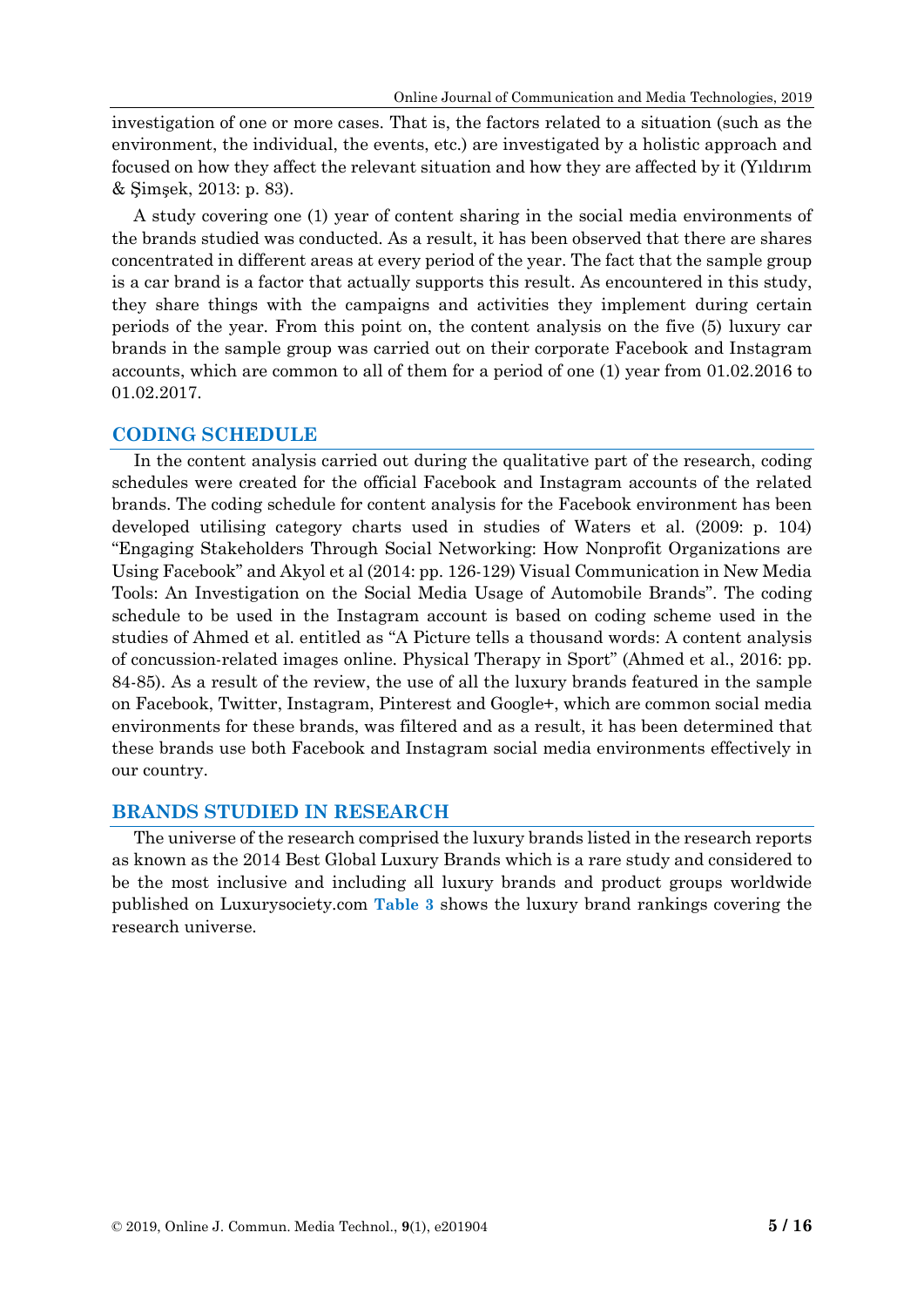investigation of one or more cases. That is, the factors related to a situation (such as the environment, the individual, the events, etc.) are investigated by a holistic approach and focused on how they affect the relevant situation and how they are affected by it (Yıldırım & Şimşek, 2013: p. 83).

A study covering one (1) year of content sharing in the social media environments of the brands studied was conducted. As a result, it has been observed that there are shares concentrated in different areas at every period of the year. The fact that the sample group is a car brand is a factor that actually supports this result. As encountered in this study, they share things with the campaigns and activities they implement during certain periods of the year. From this point on, the content analysis on the five (5) luxury car brands in the sample group was carried out on their corporate Facebook and Instagram accounts, which are common to all of them for a period of one (1) year from 01.02.2016 to 01.02.2017.

## CODING SCHEDULE

In the content analysis carried out during the qualitative part of the research, coding schedules were created for the official Facebook and Instagram accounts of the related brands. The coding schedule for content analysis for the Facebook environment has been developed utilising category charts used in studies of Waters et al. (2009: p. 104) "Engaging Stakeholders Through Social Networking: How Nonprofit Organizations are Using Facebook" and Akyol et al (2014: pp. 126-129) Visual Communication in New Media Tools: An Investigation on the Social Media Usage of Automobile Brands". The coding schedule to be used in the Instagram account is based on coding scheme used in the studies of Ahmed et al. entitled as "A Picture tells a thousand words: A content analysis of concussion-related images online. Physical Therapy in Sport" (Ahmed et al., 2016: pp. 84-85). As a result of the review, the use of all the luxury brands featured in the sample on Facebook, Twitter, Instagram, Pinterest and Google+, which are common social media environments for these brands, was filtered and as a result, it has been determined that these brands use both Facebook and Instagram social media environments effectively in our country.

## BRANDS STUDIED IN RESEARCH

The universe of the research comprised the luxury brands listed in the research reports as known as the 2014 Best Global Luxury Brands which is a rare study and considered to be the most inclusive and including all luxury brands and product groups worldwide published on Luxurysociety.com **Table 3** shows the luxury brand rankings covering the research universe.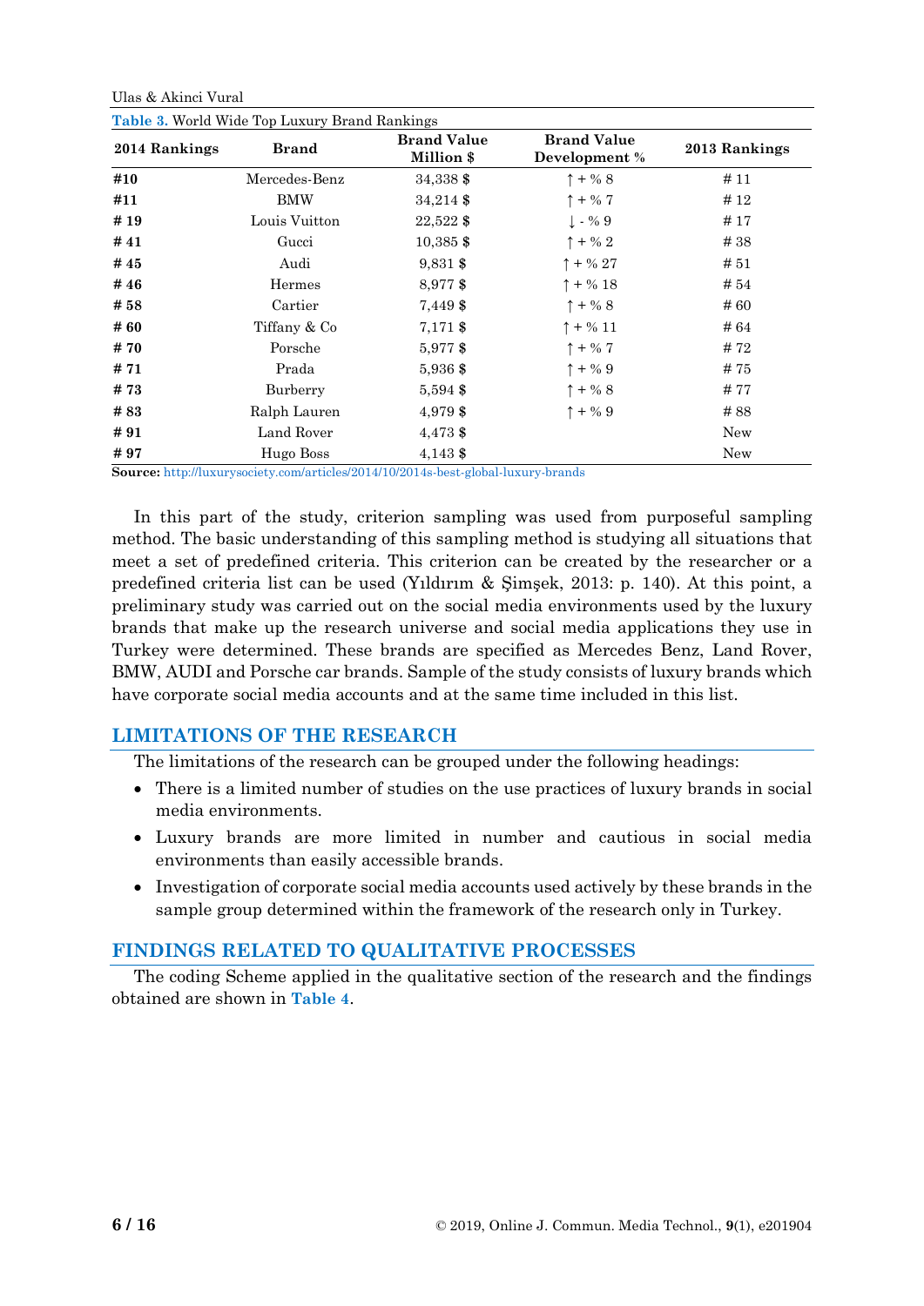**Table 3.** World Wide Top Luxury Brand Rankings

| 2014 Rankings | Brand | Brand Value Million $ | Brand Value Development % | 2013 Rankings |
|---|---|---|---|---|
| #10 | Mercedes-Benz | 34,338 $ | ↑ + % 8 | # 11 |
| #11 | BMW | 34,214 $ | ↑ + % 7 | # 12 |
| # 19 | Louis Vuitton | 22,522 $ | ↓ - % 9 | # 17 |
| # 41 | Gucci | 10,385 $ | ↑ + % 2 | # 38 |
| # 45 | Audi | 9,831 $ | ↑ + % 27 | # 51 |
| # 46 | Hermes | 8,977 $ | ↑ + % 18 | # 54 |
| # 58 | Cartier | 7,449 $ | ↑ + % 8 | # 60 |
| # 60 | Tiffany & Co | 7,171 $ | ↑ + % 11 | # 64 |
| # 70 | Porsche | 5,977 $ | ↑ + % 7 | # 72 |
| # 71 | Prada | 5,936 $ | ↑ + % 9 | # 75 |
| # 73 | Burberry | 5,594 $ | ↑ + % 8 | # 77 |
| # 83 | Ralph Lauren | 4,979 $ | ↑ + % 9 | # 88 |
| # 91 | Land Rover | 4,473 $ | | New |
| # 97 | Hugo Boss | 4,143 $ | | New |

**Source:** http://luxurysociety.com/articles/2014/10/2014s-best-global-luxury-brands

In this part of the study, criterion sampling was used from purposeful sampling method. The basic understanding of this sampling method is studying all situations that meet a set of predefined criteria. This criterion can be created by the researcher or a predefined criteria list can be used (Yıldırım & Şimşek, 2013: p. 140). At this point, a preliminary study was carried out on the social media environments used by the luxury brands that make up the research universe and social media applications they use in Turkey were determined. These brands are specified as Mercedes Benz, Land Rover, BMW, AUDI and Porsche car brands. Sample of the study consists of luxury brands which have corporate social media accounts and at the same time included in this list.

## LIMITATIONS OF THE RESEARCH

The limitations of the research can be grouped under the following headings:

- There is a limited number of studies on the use practices of luxury brands in social media environments.
- Luxury brands are more limited in number and cautious in social media environments than easily accessible brands.
- Investigation of corporate social media accounts used actively by these brands in the sample group determined within the framework of the research only in Turkey.

## FINDINGS RELATED TO QUALITATIVE PROCESSES

The coding Scheme applied in the qualitative section of the research and the findings obtained are shown in **Table 4**.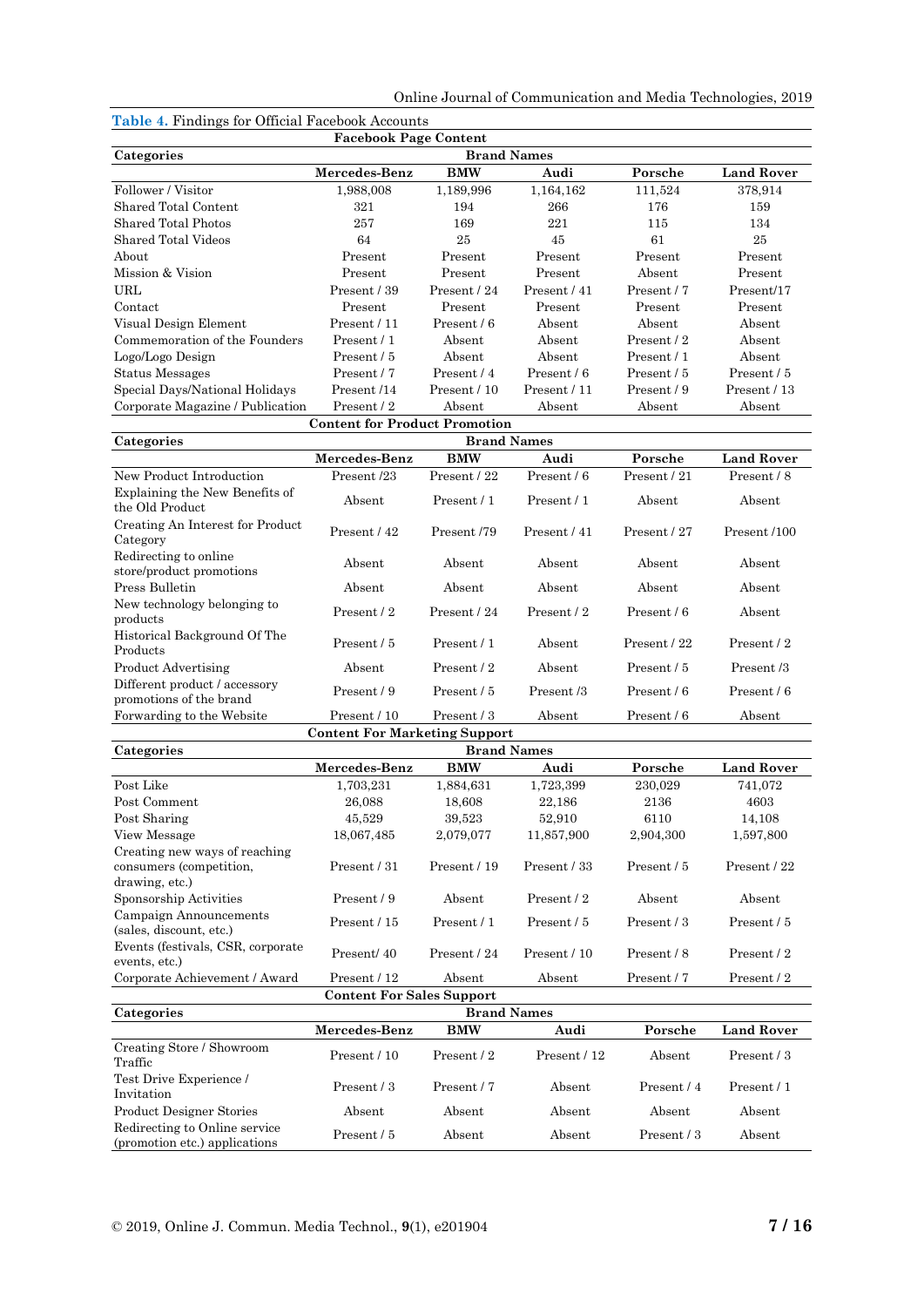**Table 4.** Findings for Official Facebook Accounts

| **Facebook Page Content** | | | | | |
|---|---|---|---|---|---|
| **Categories** | **Brand Names** | | | | |
| | **Mercedes-Benz** | **BMW** | **Audi** | **Porsche** | **Land Rover** |
| Follower / Visitor | 1,988,008 | 1,189,996 | 1,164,162 | 111,524 | 378,914 |
| Shared Total Content | 321 | 194 | 266 | 176 | 159 |
| Shared Total Photos | 257 | 169 | 221 | 115 | 134 |
| Shared Total Videos | 64 | 25 | 45 | 61 | 25 |
| About | Present | Present | Present | Present | Present |
| Mission & Vision | Present | Present | Present | Absent | Present |
| URL | Present / 39 | Present / 24 | Present / 41 | Present / 7 | Present/17 |
| Contact | Present | Present | Present | Present | Present |
| Visual Design Element | Present / 11 | Present / 6 | Absent | Absent | Absent |
| Commemoration of the Founders | Present / 1 | Absent | Absent | Present / 2 | Absent |
| Logo/Logo Design | Present / 5 | Absent | Absent | Present / 1 | Absent |
| Status Messages | Present / 7 | Present / 4 | Present / 6 | Present / 5 | Present / 5 |
| Special Days/National Holidays | Present /14 | Present / 10 | Present / 11 | Present / 9 | Present / 13 |
| Corporate Magazine / Publication | Present / 2 | Absent | Absent | Absent | Absent |
| **Content for Product Promotion** | | | | | |
| **Categories** | **Brand Names** | | | | |
| | **Mercedes-Benz** | **BMW** | **Audi** | **Porsche** | **Land Rover** |
| New Product Introduction | Present /23 | Present / 22 | Present / 6 | Present / 21 | Present / 8 |
| Explaining the New Benefits of the Old Product | Absent | Present / 1 | Present / 1 | Absent | Absent |
| Creating An Interest for Product Category | Present / 42 | Present /79 | Present / 41 | Present / 27 | Present /100 |
| Redirecting to online store/product promotions | Absent | Absent | Absent | Absent | Absent |
| Press Bulletin | Absent | Absent | Absent | Absent | Absent |
| New technology belonging to products | Present / 2 | Present / 24 | Present / 2 | Present / 6 | Absent |
| Historical Background Of The Products | Present / 5 | Present / 1 | Absent | Present / 22 | Present / 2 |
| Product Advertising | Absent | Present / 2 | Absent | Present / 5 | Present /3 |
| Different product / accessory promotions of the brand | Present / 9 | Present / 5 | Present /3 | Present / 6 | Present / 6 |
| Forwarding to the Website | Present / 10 | Present / 3 | Absent | Present / 6 | Absent |
| **Content For Marketing Support** | | | | | |
| **Categories** | **Brand Names** | | | | |
| | **Mercedes-Benz** | **BMW** | **Audi** | **Porsche** | **Land Rover** |
| Post Like | 1,703,231 | 1,884,631 | 1,723,399 | 230,029 | 741,072 |
| Post Comment | 26,088 | 18,608 | 22,186 | 2136 | 4603 |
| Post Sharing | 45,529 | 39,523 | 52,910 | 6110 | 14,108 |
| View Message | 18,067,485 | 2,079,077 | 11,857,900 | 2,904,300 | 1,597,800 |
| Creating new ways of reaching consumers (competition, drawing, etc.) | Present / 31 | Present / 19 | Present / 33 | Present / 5 | Present / 22 |
| Sponsorship Activities | Present / 9 | Absent | Present / 2 | Absent | Absent |
| Campaign Announcements (sales, discount, etc.) | Present / 15 | Present / 1 | Present / 5 | Present / 3 | Present / 5 |
| Events (festivals, CSR, corporate events, etc.) | Present/ 40 | Present / 24 | Present / 10 | Present / 8 | Present / 2 |
| Corporate Achievement / Award | Present / 12 | Absent | Absent | Present / 7 | Present / 2 |
| **Content For Sales Support** | | | | | |
| **Categories** | **Brand Names** | | | | |
| | **Mercedes-Benz** | **BMW** | **Audi** | **Porsche** | **Land Rover** |
| Creating Store / Showroom Traffic | Present / 10 | Present / 2 | Present / 12 | Absent | Present / 3 |
| Test Drive Experience / Invitation | Present / 3 | Present / 7 | Absent | Present / 4 | Present / 1 |
| Product Designer Stories | Absent | Absent | Absent | Absent | Absent |
| Redirecting to Online service (promotion etc.) applications | Present / 5 | Absent | Absent | Present / 3 | Absent |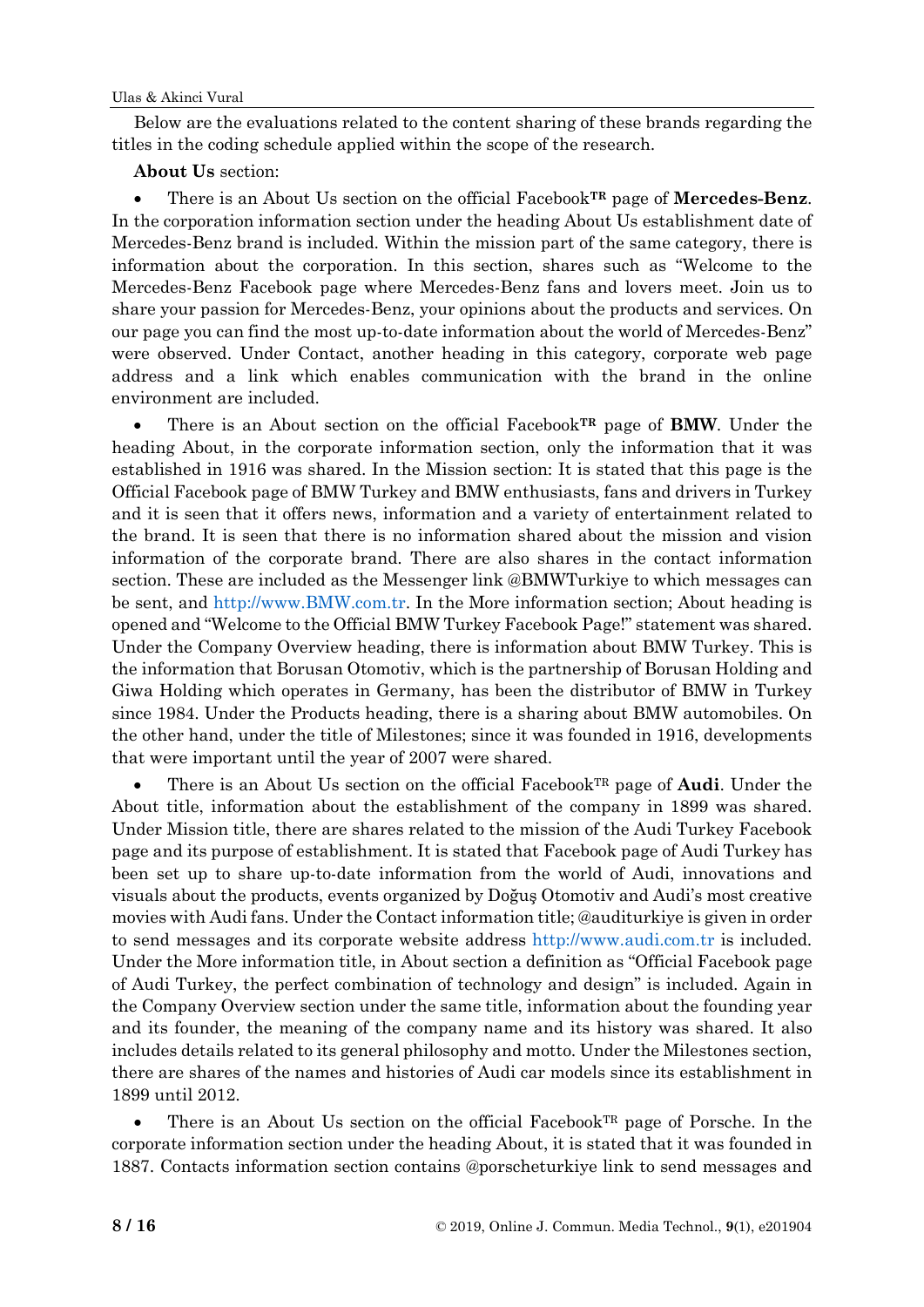Below are the evaluations related to the content sharing of these brands regarding the titles in the coding schedule applied within the scope of the research.

**About Us** section:

- There is an About Us section on the official Facebook**TR** page of **Mercedes-Benz**. In the corporation information section under the heading About Us establishment date of Mercedes-Benz brand is included. Within the mission part of the same category, there is information about the corporation. In this section, shares such as "Welcome to the Mercedes-Benz Facebook page where Mercedes-Benz fans and lovers meet. Join us to share your passion for Mercedes-Benz, your opinions about the products and services. On our page you can find the most up-to-date information about the world of Mercedes-Benz" were observed. Under Contact, another heading in this category, corporate web page address and a link which enables communication with the brand in the online environment are included.
- There is an About section on the official Facebook**TR** page of **BMW**. Under the heading About, in the corporate information section, only the information that it was established in 1916 was shared. In the Mission section: It is stated that this page is the Official Facebook page of BMW Turkey and BMW enthusiasts, fans and drivers in Turkey and it is seen that it offers news, information and a variety of entertainment related to the brand. It is seen that there is no information shared about the mission and vision information of the corporate brand. There are also shares in the contact information section. These are included as the Messenger link @BMWTurkiye to which messages can be sent, and http://www.BMW.com.tr. In the More information section; About heading is opened and "Welcome to the Official BMW Turkey Facebook Page!" statement was shared. Under the Company Overview heading, there is information about BMW Turkey. This is the information that Borusan Otomotiv, which is the partnership of Borusan Holding and Giwa Holding which operates in Germany, has been the distributor of BMW in Turkey since 1984. Under the Products heading, there is a sharing about BMW automobiles. On the other hand, under the title of Milestones; since it was founded in 1916, developments that were important until the year of 2007 were shared.
- There is an About Us section on the official FacebookTR page of **Audi**. Under the About title, information about the establishment of the company in 1899 was shared. Under Mission title, there are shares related to the mission of the Audi Turkey Facebook page and its purpose of establishment. It is stated that Facebook page of Audi Turkey has been set up to share up-to-date information from the world of Audi, innovations and visuals about the products, events organized by Doğuş Otomotiv and Audi's most creative movies with Audi fans. Under the Contact information title; @auditurkiye is given in order to send messages and its corporate website address http://www.audi.com.tr is included. Under the More information title, in About section a definition as "Official Facebook page of Audi Turkey, the perfect combination of technology and design" is included. Again in the Company Overview section under the same title, information about the founding year and its founder, the meaning of the company name and its history was shared. It also includes details related to its general philosophy and motto. Under the Milestones section, there are shares of the names and histories of Audi car models since its establishment in 1899 until 2012.
- There is an About Us section on the official FacebookTR page of Porsche. In the corporate information section under the heading About, it is stated that it was founded in 1887. Contacts information section contains @porscheturkiye link to send messages and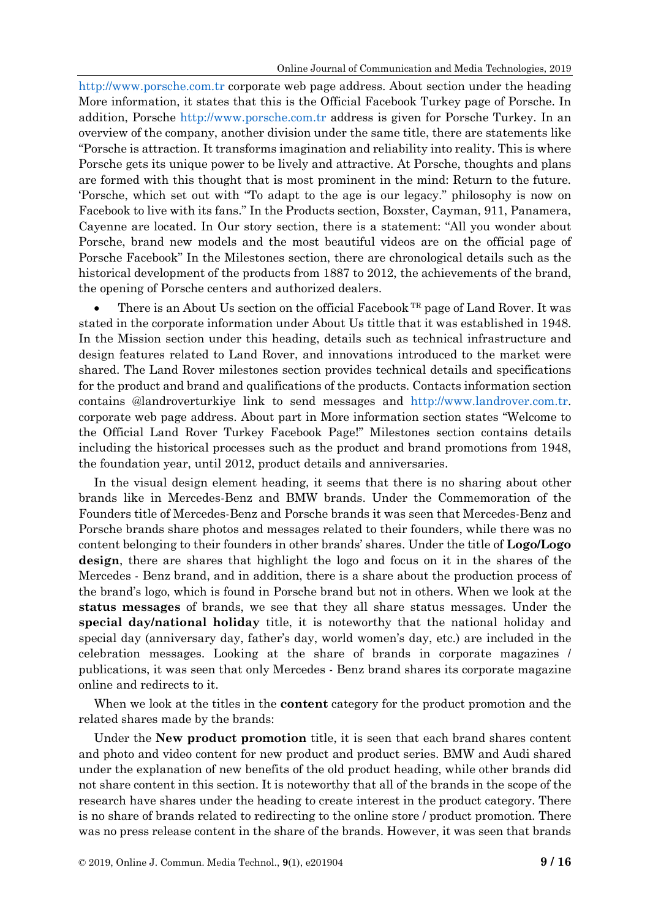http://www.porsche.com.tr corporate web page address. About section under the heading More information, it states that this is the Official Facebook Turkey page of Porsche. In addition, Porsche http://www.porsche.com.tr address is given for Porsche Turkey. In an overview of the company, another division under the same title, there are statements like "Porsche is attraction. It transforms imagination and reliability into reality. This is where Porsche gets its unique power to be lively and attractive. At Porsche, thoughts and plans are formed with this thought that is most prominent in the mind: Return to the future. 'Porsche, which set out with "To adapt to the age is our legacy." philosophy is now on Facebook to live with its fans." In the Products section, Boxster, Cayman, 911, Panamera, Cayenne are located. In Our story section, there is a statement: "All you wonder about Porsche, brand new models and the most beautiful videos are on the official page of Porsche Facebook" In the Milestones section, there are chronological details such as the historical development of the products from 1887 to 2012, the achievements of the brand, the opening of Porsche centers and authorized dealers.

- There is an About Us section on the official Facebook TR page of Land Rover. It was stated in the corporate information under About Us tittle that it was established in 1948. In the Mission section under this heading, details such as technical infrastructure and design features related to Land Rover, and innovations introduced to the market were shared. The Land Rover milestones section provides technical details and specifications for the product and brand and qualifications of the products. Contacts information section contains @landroverturkiye link to send messages and http://www.landrover.com.tr. corporate web page address. About part in More information section states "Welcome to the Official Land Rover Turkey Facebook Page!" Milestones section contains details including the historical processes such as the product and brand promotions from 1948, the foundation year, until 2012, product details and anniversaries.

In the visual design element heading, it seems that there is no sharing about other brands like in Mercedes-Benz and BMW brands. Under the Commemoration of the Founders title of Mercedes-Benz and Porsche brands it was seen that Mercedes-Benz and Porsche brands share photos and messages related to their founders, while there was no content belonging to their founders in other brands' shares. Under the title of **Logo/Logo design**, there are shares that highlight the logo and focus on it in the shares of the Mercedes - Benz brand, and in addition, there is a share about the production process of the brand's logo, which is found in Porsche brand but not in others. When we look at the **status messages** of brands, we see that they all share status messages. Under the **special day/national holiday** title, it is noteworthy that the national holiday and special day (anniversary day, father's day, world women's day, etc.) are included in the celebration messages. Looking at the share of brands in corporate magazines / publications, it was seen that only Mercedes - Benz brand shares its corporate magazine online and redirects to it.

When we look at the titles in the **content** category for the product promotion and the related shares made by the brands:

Under the **New product promotion** title, it is seen that each brand shares content and photo and video content for new product and product series. BMW and Audi shared under the explanation of new benefits of the old product heading, while other brands did not share content in this section. It is noteworthy that all of the brands in the scope of the research have shares under the heading to create interest in the product category. There is no share of brands related to redirecting to the online store / product promotion. There was no press release content in the share of the brands. However, it was seen that brands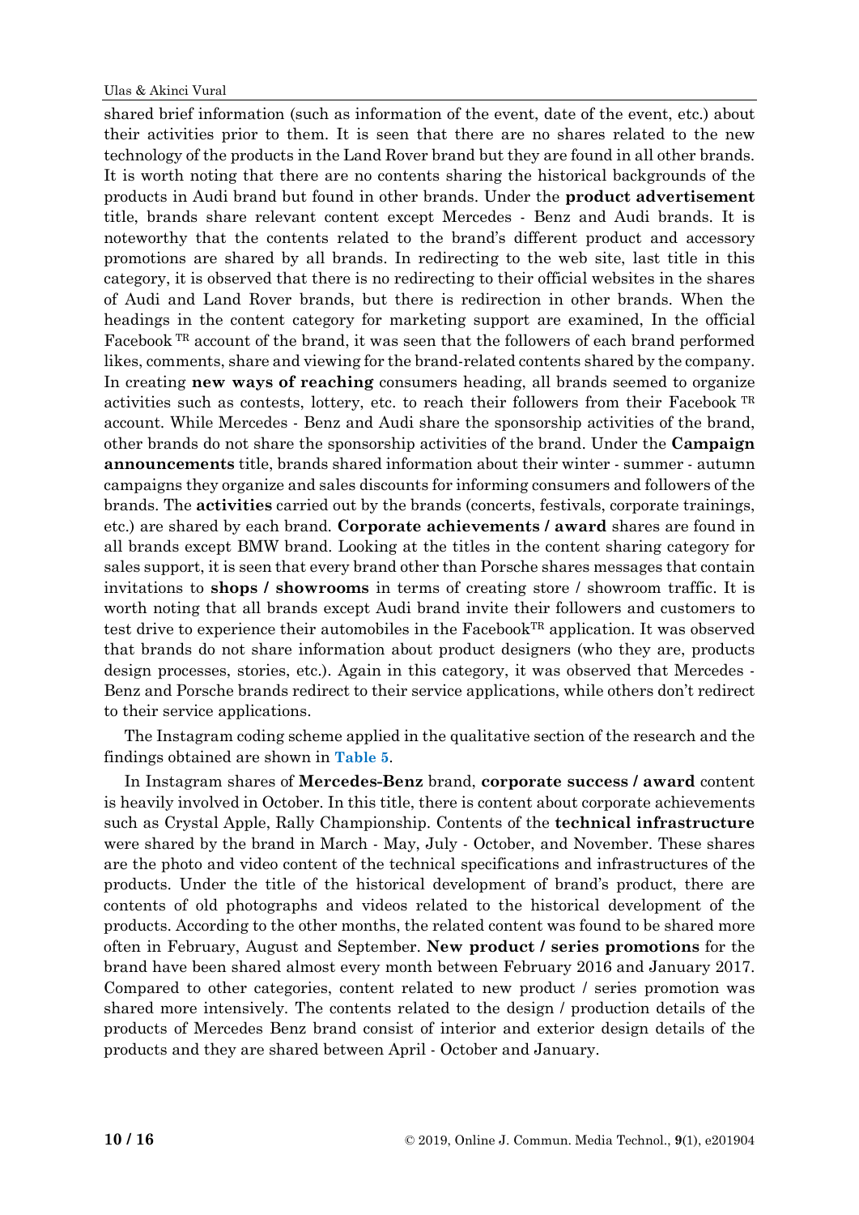shared brief information (such as information of the event, date of the event, etc.) about their activities prior to them. It is seen that there are no shares related to the new technology of the products in the Land Rover brand but they are found in all other brands. It is worth noting that there are no contents sharing the historical backgrounds of the products in Audi brand but found in other brands. Under the **product advertisement** title, brands share relevant content except Mercedes - Benz and Audi brands. It is noteworthy that the contents related to the brand's different product and accessory promotions are shared by all brands. In redirecting to the web site, last title in this category, it is observed that there is no redirecting to their official websites in the shares of Audi and Land Rover brands, but there is redirection in other brands. When the headings in the content category for marketing support are examined, In the official Facebook TR account of the brand, it was seen that the followers of each brand performed likes, comments, share and viewing for the brand-related contents shared by the company. In creating **new ways of reaching** consumers heading, all brands seemed to organize activities such as contests, lottery, etc. to reach their followers from their Facebook TR account. While Mercedes - Benz and Audi share the sponsorship activities of the brand, other brands do not share the sponsorship activities of the brand. Under the **Campaign announcements** title, brands shared information about their winter - summer - autumn campaigns they organize and sales discounts for informing consumers and followers of the brands. The **activities** carried out by the brands (concerts, festivals, corporate trainings, etc.) are shared by each brand. **Corporate achievements / award** shares are found in all brands except BMW brand. Looking at the titles in the content sharing category for sales support, it is seen that every brand other than Porsche shares messages that contain invitations to **shops / showrooms** in terms of creating store / showroom traffic. It is worth noting that all brands except Audi brand invite their followers and customers to test drive to experience their automobiles in the FacebookTR application. It was observed that brands do not share information about product designers (who they are, products design processes, stories, etc.). Again in this category, it was observed that Mercedes - Benz and Porsche brands redirect to their service applications, while others don't redirect to their service applications.

The Instagram coding scheme applied in the qualitative section of the research and the findings obtained are shown in **Table 5**.

In Instagram shares of **Mercedes-Benz** brand, **corporate success / award** content is heavily involved in October. In this title, there is content about corporate achievements such as Crystal Apple, Rally Championship. Contents of the **technical infrastructure** were shared by the brand in March - May, July - October, and November. These shares are the photo and video content of the technical specifications and infrastructures of the products. Under the title of the historical development of brand's product, there are contents of old photographs and videos related to the historical development of the products. According to the other months, the related content was found to be shared more often in February, August and September. **New product / series promotions** for the brand have been shared almost every month between February 2016 and January 2017. Compared to other categories, content related to new product / series promotion was shared more intensively. The contents related to the design / production details of the products of Mercedes Benz brand consist of interior and exterior design details of the products and they are shared between April - October and January.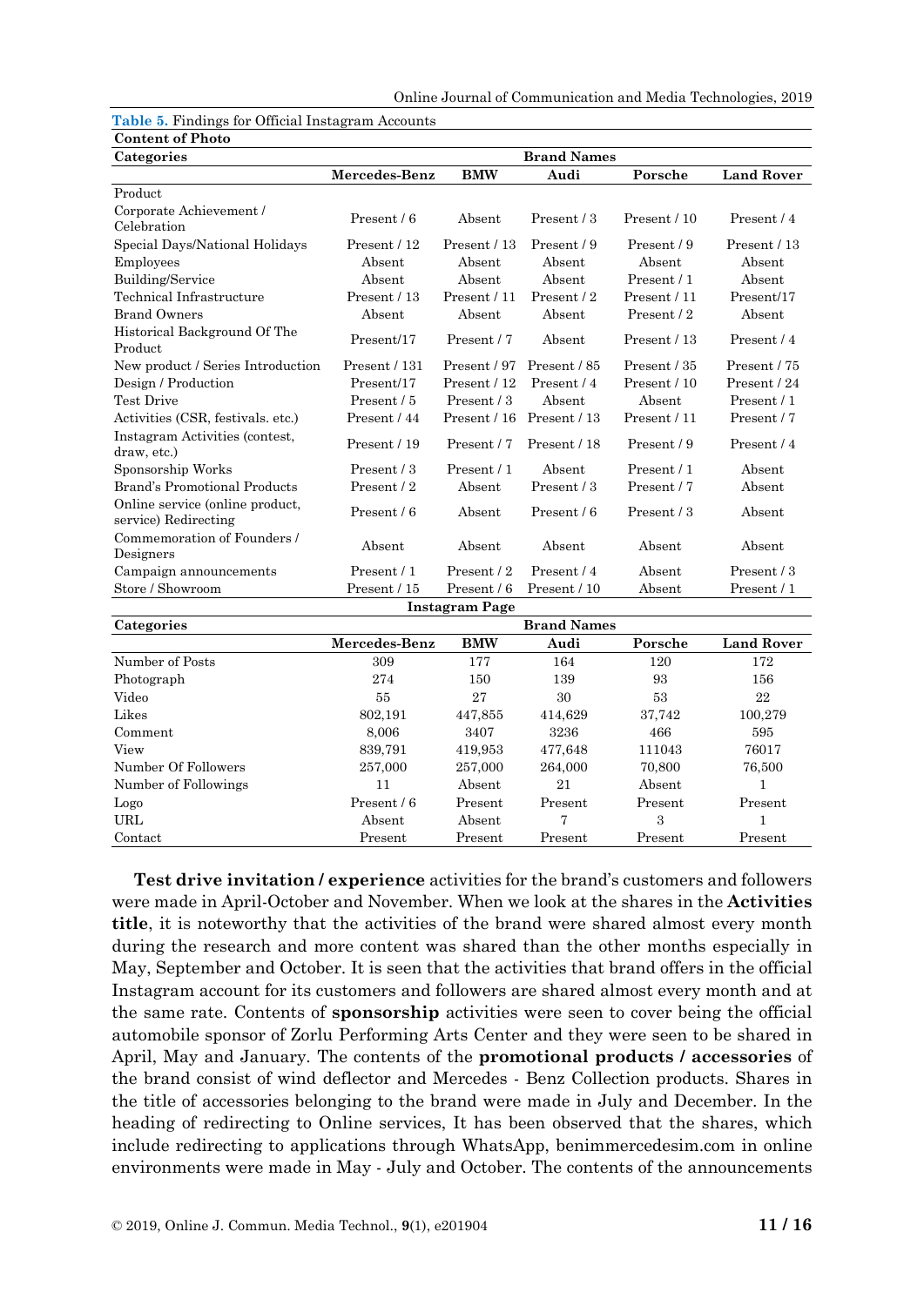**Table 5.** Findings for Official Instagram Accounts

| **Content of Photo** | | | | | |
|---|---|---|---|---|---|
| **Categories** | **Brand Names** | | | | |
| | **Mercedes-Benz** | **BMW** | **Audi** | **Porsche** | **Land Rover** |
| Product | | | | | |
| Corporate Achievement / Celebration | Present / 6 | Absent | Present / 3 | Present / 10 | Present / 4 |
| Special Days/National Holidays | Present / 12 | Present / 13 | Present / 9 | Present / 9 | Present / 13 |
| Employees | Absent | Absent | Absent | Absent | Absent |
| Building/Service | Absent | Absent | Absent | Present / 1 | Absent |
| Technical Infrastructure | Present / 13 | Present / 11 | Present / 2 | Present / 11 | Present/17 |
| Brand Owners | Absent | Absent | Absent | Present / 2 | Absent |
| Historical Background Of The Product | Present/17 | Present / 7 | Absent | Present / 13 | Present / 4 |
| New product / Series Introduction | Present / 131 | Present / 97 | Present / 85 | Present / 35 | Present / 75 |
| Design / Production | Present/17 | Present / 12 | Present / 4 | Present / 10 | Present / 24 |
| Test Drive | Present / 5 | Present / 3 | Absent | Absent | Present / 1 |
| Activities (CSR, festivals. etc.) | Present / 44 | Present / 16 | Present / 13 | Present / 11 | Present / 7 |
| Instagram Activities (contest, draw, etc.) | Present / 19 | Present / 7 | Present / 18 | Present / 9 | Present / 4 |
| Sponsorship Works | Present / 3 | Present / 1 | Absent | Present / 1 | Absent |
| Brand's Promotional Products | Present / 2 | Absent | Present / 3 | Present / 7 | Absent |
| Online service (online product, service) Redirecting | Present / 6 | Absent | Present / 6 | Present / 3 | Absent |
| Commemoration of Founders / Designers | Absent | Absent | Absent | Absent | Absent |
| Campaign announcements | Present / 1 | Present / 2 | Present / 4 | Absent | Present / 3 |
| Store / Showroom | Present / 15 | Present / 6 | Present / 10 | Absent | Present / 1 |
| **Instagram Page** | | | | | |
| **Categories** | **Brand Names** | | | | |
| | **Mercedes-Benz** | **BMW** | **Audi** | **Porsche** | **Land Rover** |
| Number of Posts | 309 | 177 | 164 | 120 | 172 |
| Photograph | 274 | 150 | 139 | 93 | 156 |
| Video | 55 | 27 | 30 | 53 | 22 |
| Likes | 802,191 | 447,855 | 414,629 | 37,742 | 100,279 |
| Comment | 8,006 | 3407 | 3236 | 466 | 595 |
| View | 839,791 | 419,953 | 477,648 | 111043 | 76017 |
| Number Of Followers | 257,000 | 257,000 | 264,000 | 70,800 | 76,500 |
| Number of Followings | 11 | Absent | 21 | Absent | 1 |
| Logo | Present / 6 | Present | Present | Present | Present |
| URL | Absent | Absent | 7 | 3 | 1 |
| Contact | Present | Present | Present | Present | Present |

**Test drive invitation / experience** activities for the brand's customers and followers were made in April-October and November. When we look at the shares in the **Activities title**, it is noteworthy that the activities of the brand were shared almost every month during the research and more content was shared than the other months especially in May, September and October. It is seen that the activities that brand offers in the official Instagram account for its customers and followers are shared almost every month and at the same rate. Contents of **sponsorship** activities were seen to cover being the official automobile sponsor of Zorlu Performing Arts Center and they were seen to be shared in April, May and January. The contents of the **promotional products / accessories** of the brand consist of wind deflector and Mercedes - Benz Collection products. Shares in the title of accessories belonging to the brand were made in July and December. In the heading of redirecting to Online services, It has been observed that the shares, which include redirecting to applications through WhatsApp, benimmercedesim.com in online environments were made in May - July and October. The contents of the announcements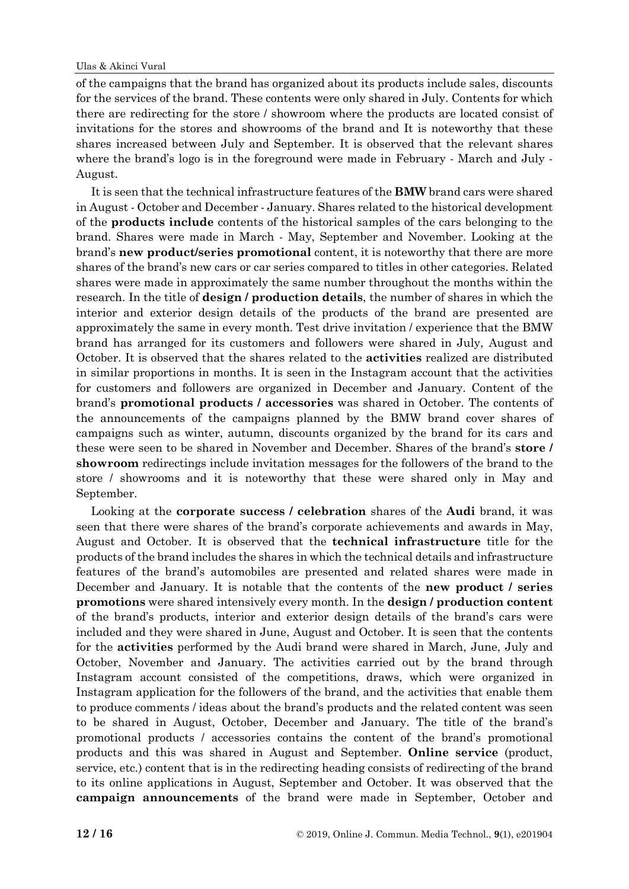of the campaigns that the brand has organized about its products include sales, discounts for the services of the brand. These contents were only shared in July. Contents for which there are redirecting for the store / showroom where the products are located consist of invitations for the stores and showrooms of the brand and It is noteworthy that these shares increased between July and September. It is observed that the relevant shares where the brand's logo is in the foreground were made in February - March and July - August.

It is seen that the technical infrastructure features of the **BMW** brand cars were shared in August - October and December - January. Shares related to the historical development of the **products include** contents of the historical samples of the cars belonging to the brand. Shares were made in March - May, September and November. Looking at the brand's **new product/series promotional** content, it is noteworthy that there are more shares of the brand's new cars or car series compared to titles in other categories. Related shares were made in approximately the same number throughout the months within the research. In the title of **design / production details**, the number of shares in which the interior and exterior design details of the products of the brand are presented are approximately the same in every month. Test drive invitation / experience that the BMW brand has arranged for its customers and followers were shared in July, August and October. It is observed that the shares related to the **activities** realized are distributed in similar proportions in months. It is seen in the Instagram account that the activities for customers and followers are organized in December and January. Content of the brand's **promotional products / accessories** was shared in October. The contents of the announcements of the campaigns planned by the BMW brand cover shares of campaigns such as winter, autumn, discounts organized by the brand for its cars and these were seen to be shared in November and December. Shares of the brand's **store / showroom** redirectings include invitation messages for the followers of the brand to the store / showrooms and it is noteworthy that these were shared only in May and September.

Looking at the **corporate success / celebration** shares of the **Audi** brand, it was seen that there were shares of the brand's corporate achievements and awards in May, August and October. It is observed that the **technical infrastructure** title for the products of the brand includes the shares in which the technical details and infrastructure features of the brand's automobiles are presented and related shares were made in December and January. It is notable that the contents of the **new product / series promotions** were shared intensively every month. In the **design / production content** of the brand's products, interior and exterior design details of the brand's cars were included and they were shared in June, August and October. It is seen that the contents for the **activities** performed by the Audi brand were shared in March, June, July and October, November and January. The activities carried out by the brand through Instagram account consisted of the competitions, draws, which were organized in Instagram application for the followers of the brand, and the activities that enable them to produce comments / ideas about the brand's products and the related content was seen to be shared in August, October, December and January. The title of the brand's promotional products / accessories contains the content of the brand's promotional products and this was shared in August and September. **Online service** (product, service, etc.) content that is in the redirecting heading consists of redirecting of the brand to its online applications in August, September and October. It was observed that the **campaign announcements** of the brand were made in September, October and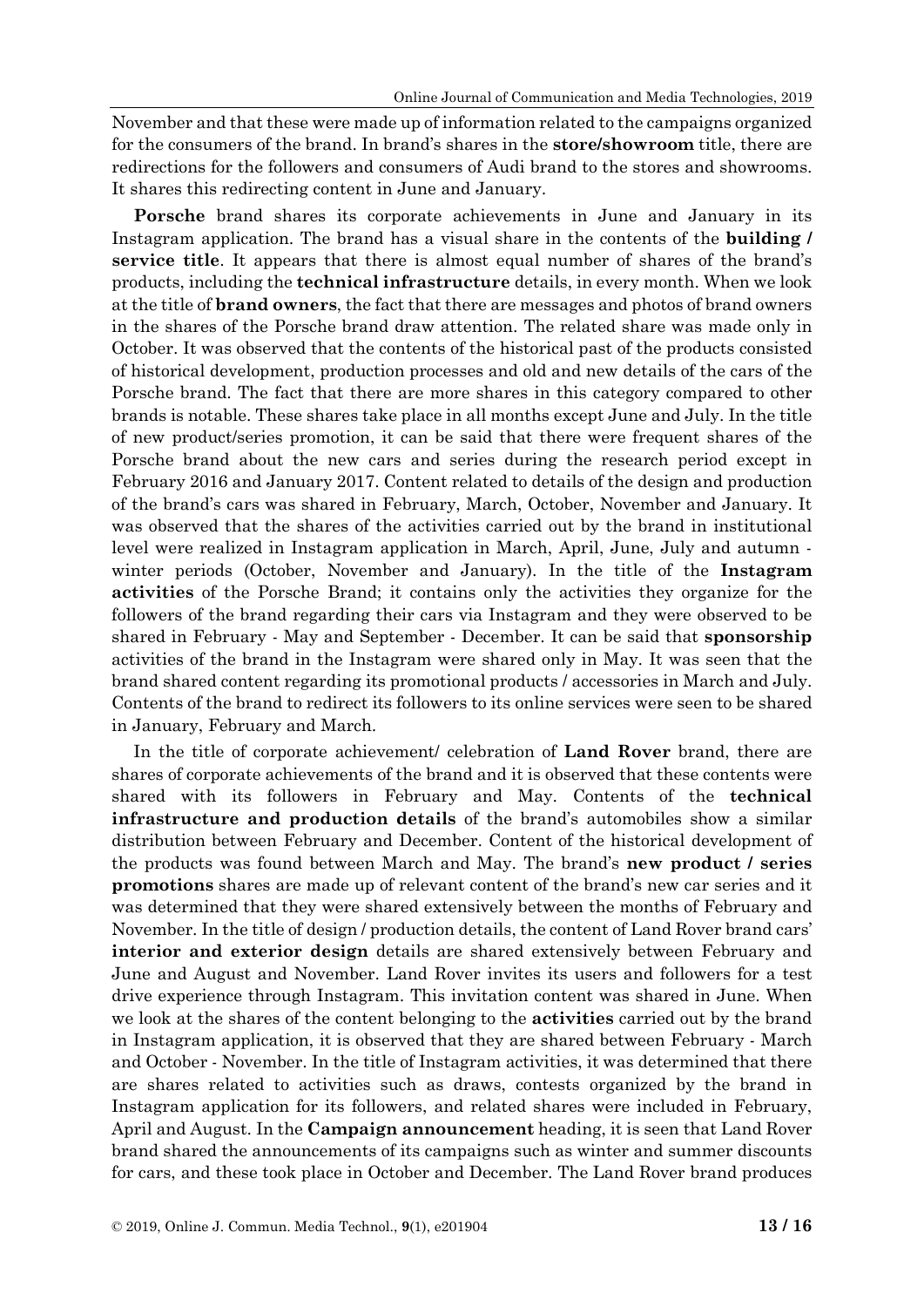November and that these were made up of information related to the campaigns organized for the consumers of the brand. In brand's shares in the **store/showroom** title, there are redirections for the followers and consumers of Audi brand to the stores and showrooms. It shares this redirecting content in June and January.

**Porsche** brand shares its corporate achievements in June and January in its Instagram application. The brand has a visual share in the contents of the **building / service title**. It appears that there is almost equal number of shares of the brand's products, including the **technical infrastructure** details, in every month. When we look at the title of **brand owners**, the fact that there are messages and photos of brand owners in the shares of the Porsche brand draw attention. The related share was made only in October. It was observed that the contents of the historical past of the products consisted of historical development, production processes and old and new details of the cars of the Porsche brand. The fact that there are more shares in this category compared to other brands is notable. These shares take place in all months except June and July. In the title of new product/series promotion, it can be said that there were frequent shares of the Porsche brand about the new cars and series during the research period except in February 2016 and January 2017. Content related to details of the design and production of the brand's cars was shared in February, March, October, November and January. It was observed that the shares of the activities carried out by the brand in institutional level were realized in Instagram application in March, April, June, July and autumn - winter periods (October, November and January). In the title of the **Instagram activities** of the Porsche Brand; it contains only the activities they organize for the followers of the brand regarding their cars via Instagram and they were observed to be shared in February - May and September - December. It can be said that **sponsorship** activities of the brand in the Instagram were shared only in May. It was seen that the brand shared content regarding its promotional products / accessories in March and July. Contents of the brand to redirect its followers to its online services were seen to be shared in January, February and March.

In the title of corporate achievement/ celebration of **Land Rover** brand, there are shares of corporate achievements of the brand and it is observed that these contents were shared with its followers in February and May. Contents of the **technical infrastructure and production details** of the brand's automobiles show a similar distribution between February and December. Content of the historical development of the products was found between March and May. The brand's **new product / series promotions** shares are made up of relevant content of the brand's new car series and it was determined that they were shared extensively between the months of February and November. In the title of design / production details, the content of Land Rover brand cars' **interior and exterior design** details are shared extensively between February and June and August and November. Land Rover invites its users and followers for a test drive experience through Instagram. This invitation content was shared in June. When we look at the shares of the content belonging to the **activities** carried out by the brand in Instagram application, it is observed that they are shared between February - March and October - November. In the title of Instagram activities, it was determined that there are shares related to activities such as draws, contests organized by the brand in Instagram application for its followers, and related shares were included in February, April and August. In the **Campaign announcement** heading, it is seen that Land Rover brand shared the announcements of its campaigns such as winter and summer discounts for cars, and these took place in October and December. The Land Rover brand produces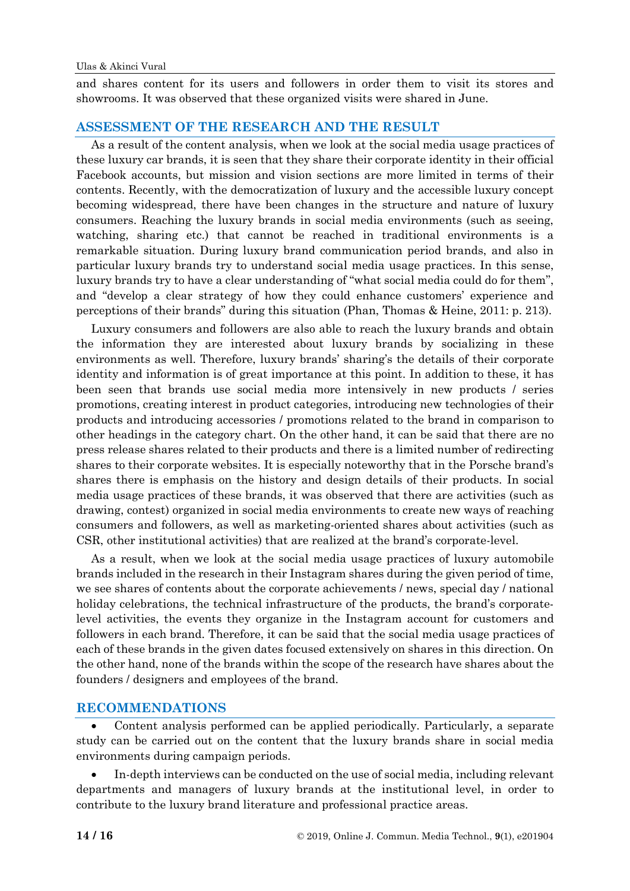and shares content for its users and followers in order them to visit its stores and showrooms. It was observed that these organized visits were shared in June.

## ASSESSMENT OF THE RESEARCH AND THE RESULT

As a result of the content analysis, when we look at the social media usage practices of these luxury car brands, it is seen that they share their corporate identity in their official Facebook accounts, but mission and vision sections are more limited in terms of their contents. Recently, with the democratization of luxury and the accessible luxury concept becoming widespread, there have been changes in the structure and nature of luxury consumers. Reaching the luxury brands in social media environments (such as seeing, watching, sharing etc.) that cannot be reached in traditional environments is a remarkable situation. During luxury brand communication period brands, and also in particular luxury brands try to understand social media usage practices. In this sense, luxury brands try to have a clear understanding of "what social media could do for them", and "develop a clear strategy of how they could enhance customers' experience and perceptions of their brands" during this situation (Phan, Thomas & Heine, 2011: p. 213).

Luxury consumers and followers are also able to reach the luxury brands and obtain the information they are interested about luxury brands by socializing in these environments as well. Therefore, luxury brands' sharing's the details of their corporate identity and information is of great importance at this point. In addition to these, it has been seen that brands use social media more intensively in new products / series promotions, creating interest in product categories, introducing new technologies of their products and introducing accessories / promotions related to the brand in comparison to other headings in the category chart. On the other hand, it can be said that there are no press release shares related to their products and there is a limited number of redirecting shares to their corporate websites. It is especially noteworthy that in the Porsche brand's shares there is emphasis on the history and design details of their products. In social media usage practices of these brands, it was observed that there are activities (such as drawing, contest) organized in social media environments to create new ways of reaching consumers and followers, as well as marketing-oriented shares about activities (such as CSR, other institutional activities) that are realized at the brand's corporate-level.

As a result, when we look at the social media usage practices of luxury automobile brands included in the research in their Instagram shares during the given period of time, we see shares of contents about the corporate achievements / news, special day / national holiday celebrations, the technical infrastructure of the products, the brand's corporate-level activities, the events they organize in the Instagram account for customers and followers in each brand. Therefore, it can be said that the social media usage practices of each of these brands in the given dates focused extensively on shares in this direction. On the other hand, none of the brands within the scope of the research have shares about the founders / designers and employees of the brand.

## RECOMMENDATIONS

- Content analysis performed can be applied periodically. Particularly, a separate study can be carried out on the content that the luxury brands share in social media environments during campaign periods.
- In-depth interviews can be conducted on the use of social media, including relevant departments and managers of luxury brands at the institutional level, in order to contribute to the luxury brand literature and professional practice areas.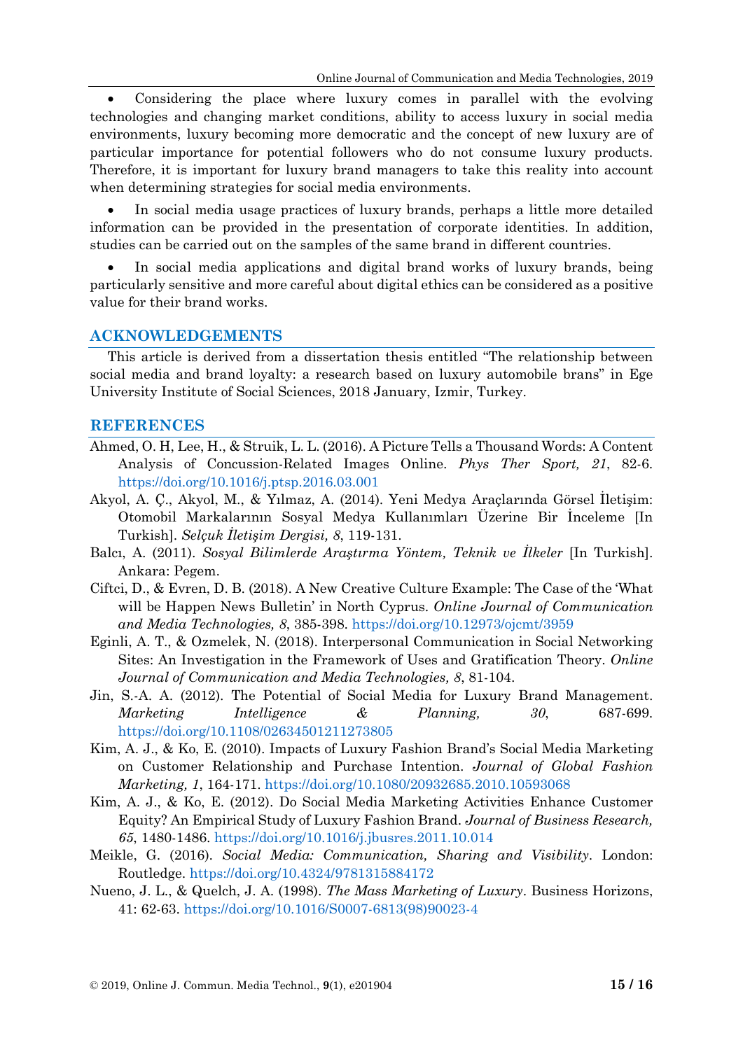- Considering the place where luxury comes in parallel with the evolving technologies and changing market conditions, ability to access luxury in social media environments, luxury becoming more democratic and the concept of new luxury are of particular importance for potential followers who do not consume luxury products. Therefore, it is important for luxury brand managers to take this reality into account when determining strategies for social media environments.

- In social media usage practices of luxury brands, perhaps a little more detailed information can be provided in the presentation of corporate identities. In addition, studies can be carried out on the samples of the same brand in different countries.

- In social media applications and digital brand works of luxury brands, being particularly sensitive and more careful about digital ethics can be considered as a positive value for their brand works.

## ACKNOWLEDGEMENTS

This article is derived from a dissertation thesis entitled "The relationship between social media and brand loyalty: a research based on luxury automobile brans" in Ege University Institute of Social Sciences, 2018 January, Izmir, Turkey.

## REFERENCES

Ahmed, O. H, Lee, H., & Struik, L. L. (2016). A Picture Tells a Thousand Words: A Content Analysis of Concussion-Related Images Online. *Phys Ther Sport, 21*, 82-6. https://doi.org/10.1016/j.ptsp.2016.03.001

Akyol, A. Ç., Akyol, M., & Yılmaz, A. (2014). Yeni Medya Araçlarında Görsel İletişim: Otomobil Markalarının Sosyal Medya Kullanımları Üzerine Bir İnceleme [In Turkish]. *Selçuk İletişim Dergisi, 8*, 119-131.

Balcı, A. (2011). *Sosyal Bilimlerde Araştırma Yöntem, Teknik ve İlkeler* [In Turkish]. Ankara: Pegem.

Ciftci, D., & Evren, D. B. (2018). A New Creative Culture Example: The Case of the 'What will be Happen News Bulletin' in North Cyprus. *Online Journal of Communication and Media Technologies, 8*, 385-398. https://doi.org/10.12973/ojcmt/3959

Eginli, A. T., & Ozmelek, N. (2018). Interpersonal Communication in Social Networking Sites: An Investigation in the Framework of Uses and Gratification Theory. *Online Journal of Communication and Media Technologies, 8*, 81-104.

Jin, S.-A. A. (2012). The Potential of Social Media for Luxury Brand Management. *Marketing Intelligence & Planning, 30*, 687-699. https://doi.org/10.1108/02634501211273805

Kim, A. J., & Ko, E. (2010). Impacts of Luxury Fashion Brand's Social Media Marketing on Customer Relationship and Purchase Intention. *Journal of Global Fashion Marketing, 1*, 164-171. https://doi.org/10.1080/20932685.2010.10593068

Kim, A. J., & Ko, E. (2012). Do Social Media Marketing Activities Enhance Customer Equity? An Empirical Study of Luxury Fashion Brand. *Journal of Business Research, 65*, 1480-1486. https://doi.org/10.1016/j.jbusres.2011.10.014

Meikle, G. (2016). *Social Media: Communication, Sharing and Visibility*. London: Routledge. https://doi.org/10.4324/9781315884172

Nueno, J. L., & Quelch, J. A. (1998). *The Mass Marketing of Luxury*. Business Horizons, 41: 62-63. https://doi.org/10.1016/S0007-6813(98)90023-4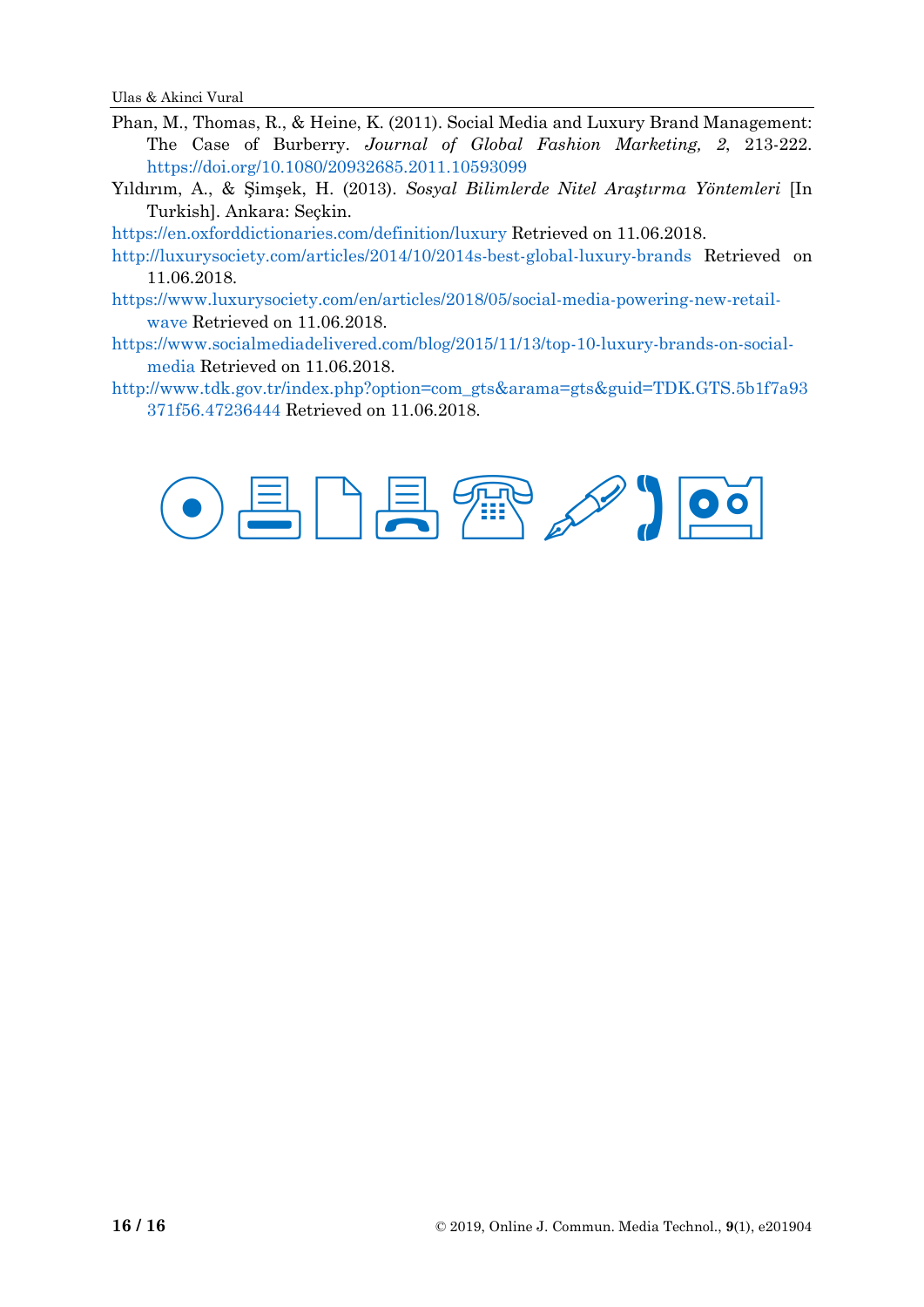Phan, M., Thomas, R., & Heine, K. (2011). Social Media and Luxury Brand Management: The Case of Burberry. *Journal of Global Fashion Marketing, 2*, 213-222. https://doi.org/10.1080/20932685.2011.10593099

Yıldırım, A., & Şimşek, H. (2013). *Sosyal Bilimlerde Nitel Araştırma Yöntemleri* [In Turkish]. Ankara: Seçkin.

https://en.oxforddictionaries.com/definition/luxury Retrieved on 11.06.2018.

http://luxurysociety.com/articles/2014/10/2014s-best-global-luxury-brands Retrieved on 11.06.2018.

https://www.luxurysociety.com/en/articles/2018/05/social-media-powering-new-retail-wave Retrieved on 11.06.2018.

https://www.socialmediadelivered.com/blog/2015/11/13/top-10-luxury-brands-on-social-media Retrieved on 11.06.2018.

http://www.tdk.gov.tr/index.php?option=com_gts&arama=gts&guid=TDK.GTS.5b1f7a93371f56.47236444 Retrieved on 11.06.2018.